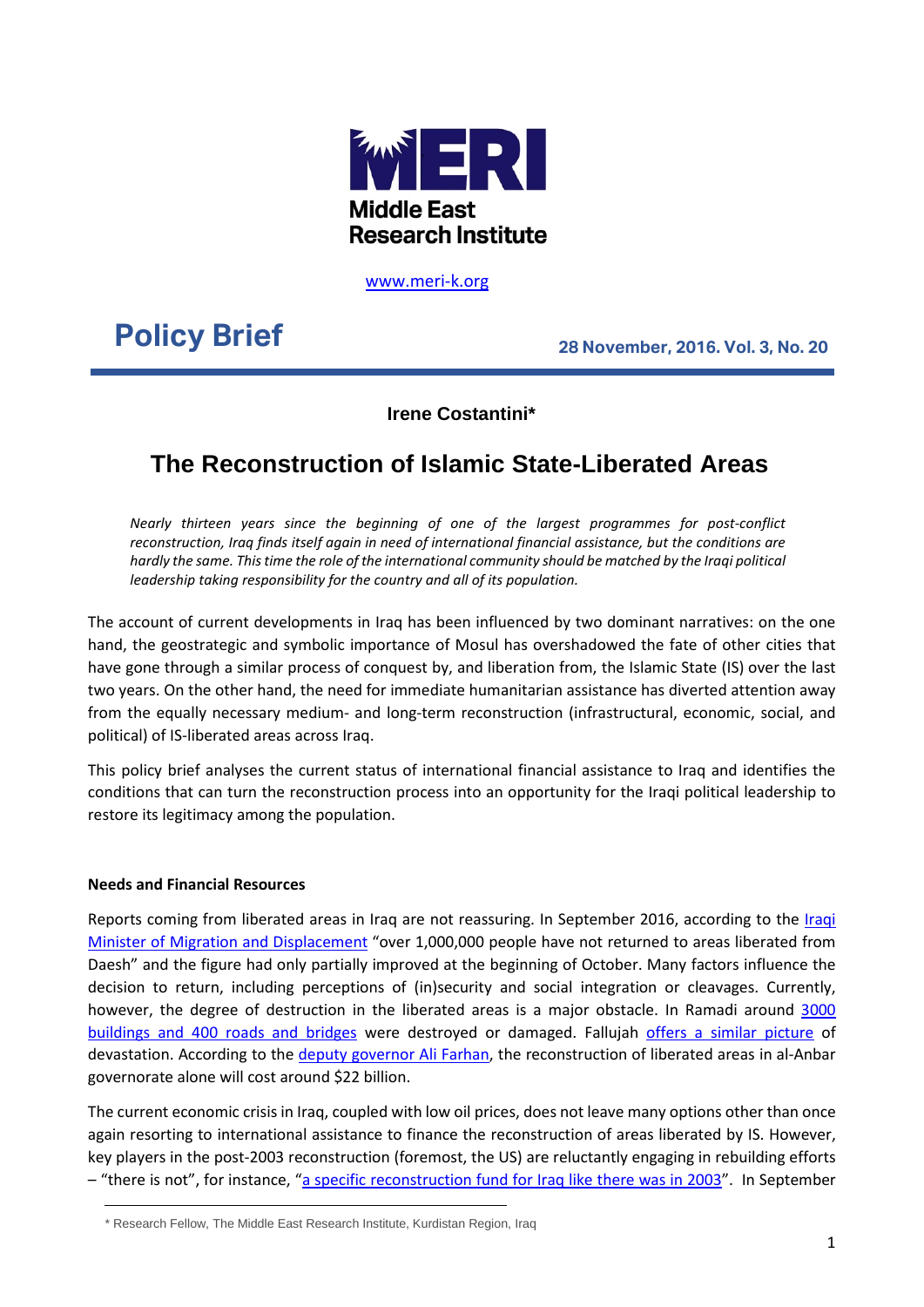Middle East Research Institute

www.meri-k.org

**Policy Brief**

**28 November, 2016. Vol. 3, No. 20**

**Irene Costantini***

# The Reconstruction of Islamic State-Liberated Areas

*Nearly thirteen years since the beginning of one of the largest programmes for post-conflict reconstruction, Iraq finds itself again in need of international financial assistance, but the conditions are hardly the same. This time the role of the international community should be matched by the Iraqi political leadership taking responsibility for the country and all of its population.*

The account of current developments in Iraq has been influenced by two dominant narratives: on the one hand, the geostrategic and symbolic importance of Mosul has overshadowed the fate of other cities that have gone through a similar process of conquest by, and liberation from, the Islamic State (IS) over the last two years. On the other hand, the need for immediate humanitarian assistance has diverted attention away from the equally necessary medium- and long-term reconstruction (infrastructural, economic, social, and political) of IS-liberated areas across Iraq.

This policy brief analyses the current status of international financial assistance to Iraq and identifies the conditions that can turn the reconstruction process into an opportunity for the Iraqi political leadership to restore its legitimacy among the population.

**Needs and Financial Resources**

Reports coming from liberated areas in Iraq are not reassuring. In September 2016, according to the Iraqi Minister of Migration and Displacement "over 1,000,000 people have not returned to areas liberated from Daesh" and the figure had only partially improved at the beginning of October. Many factors influence the decision to return, including perceptions of (in)security and social integration or cleavages. Currently, however, the degree of destruction in the liberated areas is a major obstacle. In Ramadi around 3000 buildings and 400 roads and bridges were destroyed or damaged. Fallujah offers a similar picture of devastation. According to the deputy governor Ali Farhan, the reconstruction of liberated areas in al-Anbar governorate alone will cost around $22 billion.

The current economic crisis in Iraq, coupled with low oil prices, does not leave many options other than once again resorting to international assistance to finance the reconstruction of areas liberated by IS. However, key players in the post-2003 reconstruction (foremost, the US) are reluctantly engaging in rebuilding efforts – "there is not", for instance, "a specific reconstruction fund for Iraq like there was in 2003". In September

\* Research Fellow, The Middle East Research Institute, Kurdistan Region, Iraq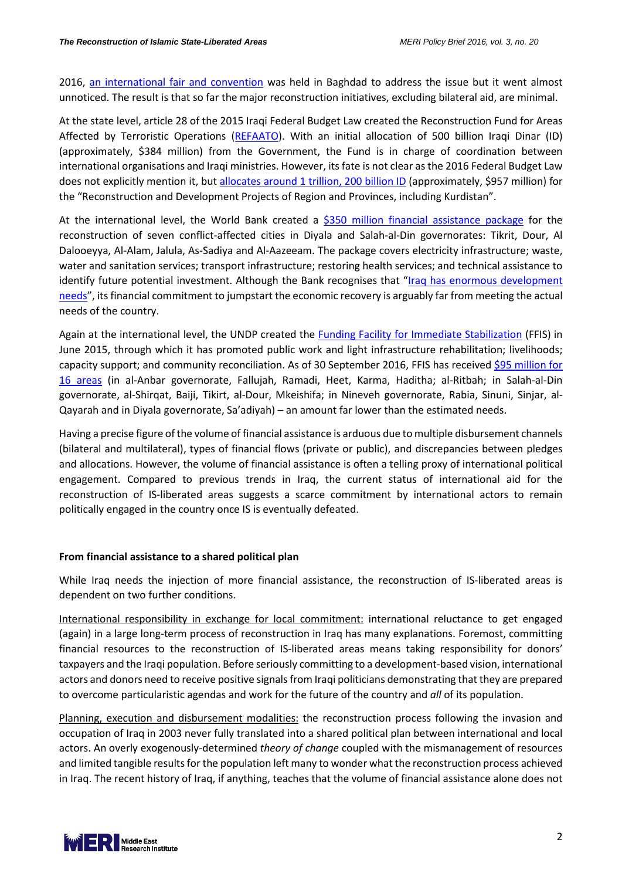2016, an international fair and convention was held in Baghdad to address the issue but it went almost unnoticed. The result is that so far the major reconstruction initiatives, excluding bilateral aid, are minimal.

At the state level, article 28 of the 2015 Iraqi Federal Budget Law created the Reconstruction Fund for Areas Affected by Terroristic Operations (REFAATO). With an initial allocation of 500 billion Iraqi Dinar (ID) (approximately, $384 million) from the Government, the Fund is in charge of coordination between international organisations and Iraqi ministries. However, its fate is not clear as the 2016 Federal Budget Law does not explicitly mention it, but allocates around 1 trillion, 200 billion ID (approximately, $957 million) for the "Reconstruction and Development Projects of Region and Provinces, including Kurdistan".

At the international level, the World Bank created a $350 million financial assistance package for the reconstruction of seven conflict-affected cities in Diyala and Salah-al-Din governorates: Tikrit, Dour, Al Dalooeyya, Al-Alam, Jalula, As-Sadiya and Al-Azeeam. The package covers electricity infrastructure; waste, water and sanitation services; transport infrastructure; restoring health services; and technical assistance to identify future potential investment. Although the Bank recognises that "Iraq has enormous development needs", its financial commitment to jumpstart the economic recovery is arguably far from meeting the actual needs of the country.

Again at the international level, the UNDP created the Funding Facility for Immediate Stabilization (FFIS) in June 2015, through which it has promoted public work and light infrastructure rehabilitation; livelihoods; capacity support; and community reconciliation. As of 30 September 2016, FFIS has received $95 million for 16 areas (in al-Anbar governorate, Fallujah, Ramadi, Heet, Karma, Haditha; al-Ritbah; in Salah-al-Din governorate, al-Shirqat, Baiji, Tikirt, al-Dour, Mkeishifa; in Nineveh governorate, Rabia, Sinuni, Sinjar, al-Qayarah and in Diyala governorate, Sa'adiyah) – an amount far lower than the estimated needs.

Having a precise figure of the volume of financial assistance is arduous due to multiple disbursement channels (bilateral and multilateral), types of financial flows (private or public), and discrepancies between pledges and allocations. However, the volume of financial assistance is often a telling proxy of international political engagement. Compared to previous trends in Iraq, the current status of international aid for the reconstruction of IS-liberated areas suggests a scarce commitment by international actors to remain politically engaged in the country once IS is eventually defeated.

## From financial assistance to a shared political plan

While Iraq needs the injection of more financial assistance, the reconstruction of IS-liberated areas is dependent on two further conditions.

International responsibility in exchange for local commitment: international reluctance to get engaged (again) in a large long-term process of reconstruction in Iraq has many explanations. Foremost, committing financial resources to the reconstruction of IS-liberated areas means taking responsibility for donors' taxpayers and the Iraqi population. Before seriously committing to a development-based vision, international actors and donors need to receive positive signals from Iraqi politicians demonstrating that they are prepared to overcome particularistic agendas and work for the future of the country and *all* of its population.

Planning, execution and disbursement modalities: the reconstruction process following the invasion and occupation of Iraq in 2003 never fully translated into a shared political plan between international and local actors. An overly exogenously-determined *theory of change* coupled with the mismanagement of resources and limited tangible results for the population left many to wonder what the reconstruction process achieved in Iraq. The recent history of Iraq, if anything, teaches that the volume of financial assistance alone does not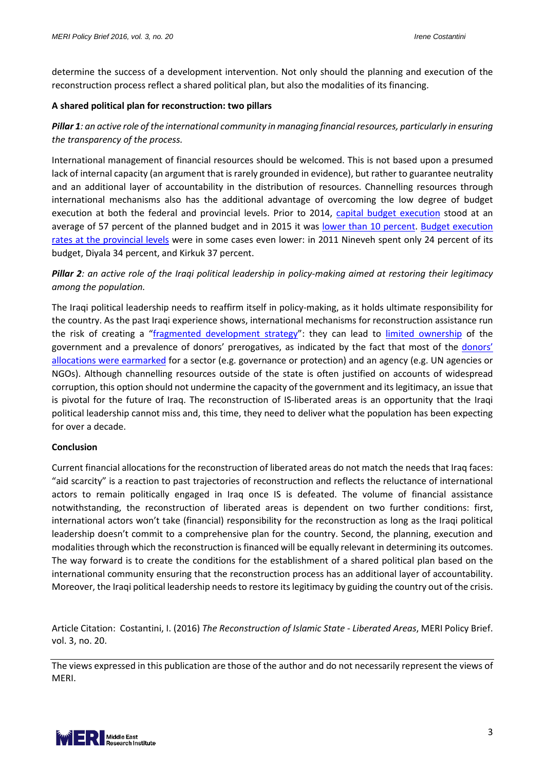determine the success of a development intervention. Not only should the planning and execution of the reconstruction process reflect a shared political plan, but also the modalities of its financing.

**A shared political plan for reconstruction: two pillars**

***Pillar 1****: an active role of the international community in managing financial resources, particularly in ensuring the transparency of the process.*

International management of financial resources should be welcomed. This is not based upon a presumed lack of internal capacity (an argument that is rarely grounded in evidence), but rather to guarantee neutrality and an additional layer of accountability in the distribution of resources. Channelling resources through international mechanisms also has the additional advantage of overcoming the low degree of budget execution at both the federal and provincial levels. Prior to 2014, capital budget execution stood at an average of 57 percent of the planned budget and in 2015 it was lower than 10 percent. Budget execution rates at the provincial levels were in some cases even lower: in 2011 Nineveh spent only 24 percent of its budget, Diyala 34 percent, and Kirkuk 37 percent.

***Pillar 2****: an active role of the Iraqi political leadership in policy-making aimed at restoring their legitimacy among the population.*

The Iraqi political leadership needs to reaffirm itself in policy-making, as it holds ultimate responsibility for the country. As the past Iraqi experience shows, international mechanisms for reconstruction assistance run the risk of creating a "fragmented development strategy": they can lead to limited ownership of the government and a prevalence of donors' prerogatives, as indicated by the fact that most of the donors' allocations were earmarked for a sector (e.g. governance or protection) and an agency (e.g. UN agencies or NGOs). Although channelling resources outside of the state is often justified on accounts of widespread corruption, this option should not undermine the capacity of the government and its legitimacy, an issue that is pivotal for the future of Iraq. The reconstruction of IS-liberated areas is an opportunity that the Iraqi political leadership cannot miss and, this time, they need to deliver what the population has been expecting for over a decade.

**Conclusion**

Current financial allocations for the reconstruction of liberated areas do not match the needs that Iraq faces: "aid scarcity" is a reaction to past trajectories of reconstruction and reflects the reluctance of international actors to remain politically engaged in Iraq once IS is defeated. The volume of financial assistance notwithstanding, the reconstruction of liberated areas is dependent on two further conditions: first, international actors won't take (financial) responsibility for the reconstruction as long as the Iraqi political leadership doesn't commit to a comprehensive plan for the country. Second, the planning, execution and modalities through which the reconstruction is financed will be equally relevant in determining its outcomes. The way forward is to create the conditions for the establishment of a shared political plan based on the international community ensuring that the reconstruction process has an additional layer of accountability. Moreover, the Iraqi political leadership needs to restore its legitimacy by guiding the country out of the crisis.

Article Citation: Costantini, I. (2016) *The Reconstruction of Islamic State - Liberated Areas*, MERI Policy Brief. vol. 3, no. 20.

---

The views expressed in this publication are those of the author and do not necessarily represent the views of MERI.